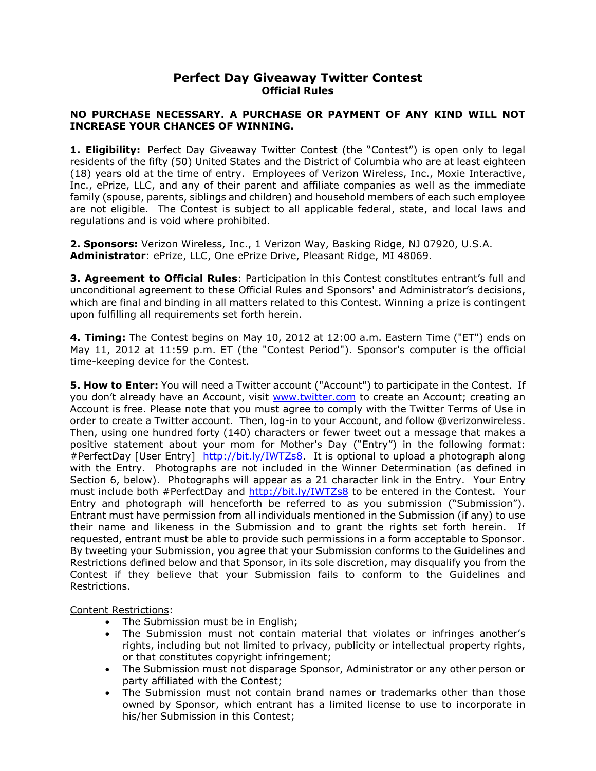# Perfect Day Giveaway Twitter Contest

## Official Rules

**NO PURCHASE NECESSARY. A PURCHASE OR PAYMENT OF ANY KIND WILL NOT INCREASE YOUR CHANCES OF WINNING.**

**1. Eligibility:** Perfect Day Giveaway Twitter Contest (the "Contest") is open only to legal residents of the fifty (50) United States and the District of Columbia who are at least eighteen (18) years old at the time of entry. Employees of Verizon Wireless, Inc., Moxie Interactive, Inc., ePrize, LLC, and any of their parent and affiliate companies as well as the immediate family (spouse, parents, siblings and children) and household members of each such employee are not eligible. The Contest is subject to all applicable federal, state, and local laws and regulations and is void where prohibited.

**2. Sponsors:** Verizon Wireless, Inc., 1 Verizon Way, Basking Ridge, NJ 07920, U.S.A.
**Administrator**: ePrize, LLC, One ePrize Drive, Pleasant Ridge, MI 48069.

**3. Agreement to Official Rules**: Participation in this Contest constitutes entrant's full and unconditional agreement to these Official Rules and Sponsors' and Administrator's decisions, which are final and binding in all matters related to this Contest. Winning a prize is contingent upon fulfilling all requirements set forth herein.

**4. Timing:** The Contest begins on May 10, 2012 at 12:00 a.m. Eastern Time ("ET") ends on May 11, 2012 at 11:59 p.m. ET (the "Contest Period"). Sponsor's computer is the official time-keeping device for the Contest.

**5. How to Enter:** You will need a Twitter account ("Account") to participate in the Contest. If you don't already have an Account, visit www.twitter.com to create an Account; creating an Account is free. Please note that you must agree to comply with the Twitter Terms of Use in order to create a Twitter account. Then, log-in to your Account, and follow @verizonwireless. Then, using one hundred forty (140) characters or fewer tweet out a message that makes a positive statement about your mom for Mother's Day ("Entry") in the following format: #PerfectDay [User Entry] http://bit.ly/IWTZs8. It is optional to upload a photograph along with the Entry. Photographs are not included in the Winner Determination (as defined in Section 6, below). Photographs will appear as a 21 character link in the Entry. Your Entry must include both #PerfectDay and http://bit.ly/IWTZs8 to be entered in the Contest. Your Entry and photograph will henceforth be referred to as you submission ("Submission"). Entrant must have permission from all individuals mentioned in the Submission (if any) to use their name and likeness in the Submission and to grant the rights set forth herein. If requested, entrant must be able to provide such permissions in a form acceptable to Sponsor. By tweeting your Submission, you agree that your Submission conforms to the Guidelines and Restrictions defined below and that Sponsor, in its sole discretion, may disqualify you from the Contest if they believe that your Submission fails to conform to the Guidelines and Restrictions.

Content Restrictions:

- The Submission must be in English;
- The Submission must not contain material that violates or infringes another's rights, including but not limited to privacy, publicity or intellectual property rights, or that constitutes copyright infringement;
- The Submission must not disparage Sponsor, Administrator or any other person or party affiliated with the Contest;
- The Submission must not contain brand names or trademarks other than those owned by Sponsor, which entrant has a limited license to use to incorporate in his/her Submission in this Contest;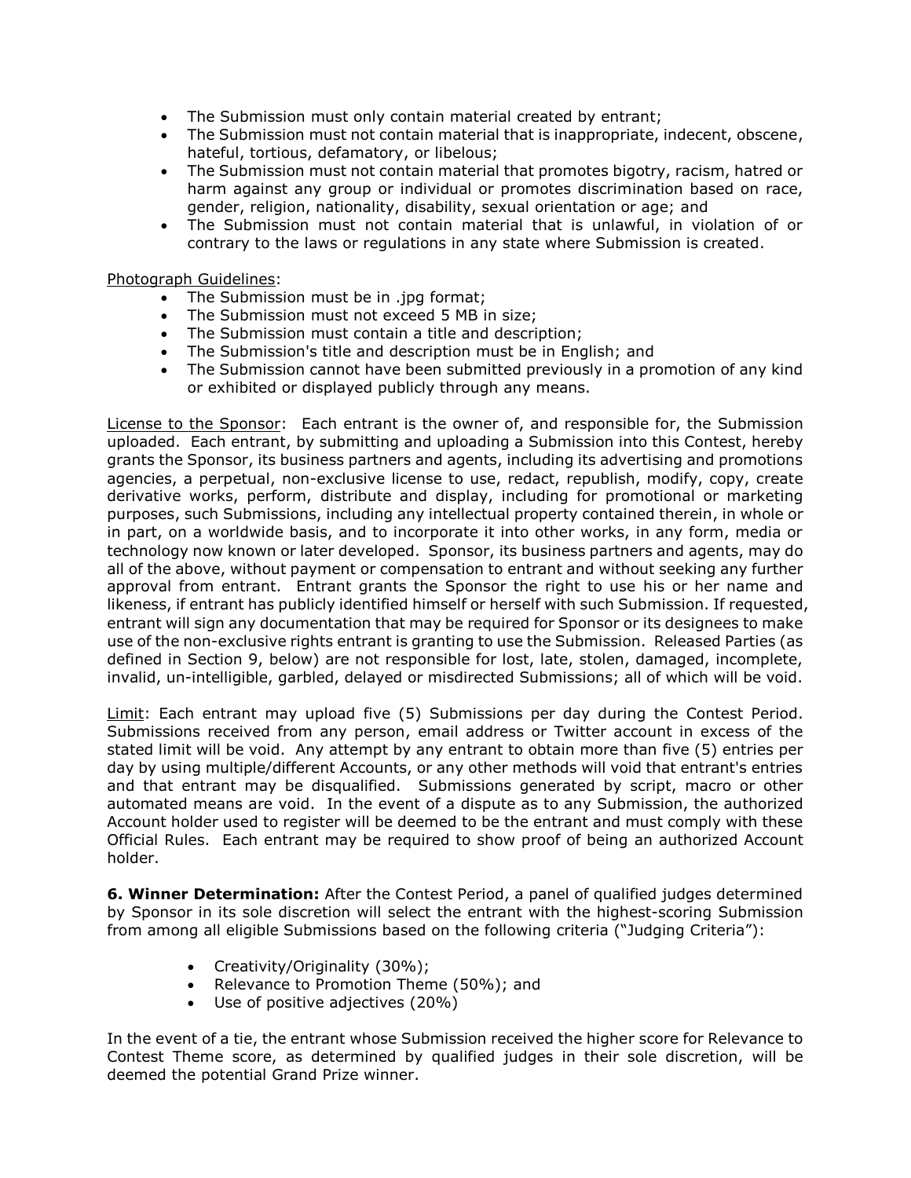- The Submission must only contain material created by entrant;
- The Submission must not contain material that is inappropriate, indecent, obscene, hateful, tortious, defamatory, or libelous;
- The Submission must not contain material that promotes bigotry, racism, hatred or harm against any group or individual or promotes discrimination based on race, gender, religion, nationality, disability, sexual orientation or age; and
- The Submission must not contain material that is unlawful, in violation of or contrary to the laws or regulations in any state where Submission is created.

Photograph Guidelines:

- The Submission must be in .jpg format;
- The Submission must not exceed 5 MB in size;
- The Submission must contain a title and description;
- The Submission's title and description must be in English; and
- The Submission cannot have been submitted previously in a promotion of any kind or exhibited or displayed publicly through any means.

License to the Sponsor: Each entrant is the owner of, and responsible for, the Submission uploaded. Each entrant, by submitting and uploading a Submission into this Contest, hereby grants the Sponsor, its business partners and agents, including its advertising and promotions agencies, a perpetual, non-exclusive license to use, redact, republish, modify, copy, create derivative works, perform, distribute and display, including for promotional or marketing purposes, such Submissions, including any intellectual property contained therein, in whole or in part, on a worldwide basis, and to incorporate it into other works, in any form, media or technology now known or later developed. Sponsor, its business partners and agents, may do all of the above, without payment or compensation to entrant and without seeking any further approval from entrant. Entrant grants the Sponsor the right to use his or her name and likeness, if entrant has publicly identified himself or herself with such Submission. If requested, entrant will sign any documentation that may be required for Sponsor or its designees to make use of the non-exclusive rights entrant is granting to use the Submission. Released Parties (as defined in Section 9, below) are not responsible for lost, late, stolen, damaged, incomplete, invalid, un-intelligible, garbled, delayed or misdirected Submissions; all of which will be void.

Limit: Each entrant may upload five (5) Submissions per day during the Contest Period. Submissions received from any person, email address or Twitter account in excess of the stated limit will be void. Any attempt by any entrant to obtain more than five (5) entries per day by using multiple/different Accounts, or any other methods will void that entrant's entries and that entrant may be disqualified. Submissions generated by script, macro or other automated means are void. In the event of a dispute as to any Submission, the authorized Account holder used to register will be deemed to be the entrant and must comply with these Official Rules. Each entrant may be required to show proof of being an authorized Account holder.

**6. Winner Determination:** After the Contest Period, a panel of qualified judges determined by Sponsor in its sole discretion will select the entrant with the highest-scoring Submission from among all eligible Submissions based on the following criteria ("Judging Criteria"):

- Creativity/Originality (30%);
- Relevance to Promotion Theme (50%); and
- Use of positive adjectives (20%)

In the event of a tie, the entrant whose Submission received the higher score for Relevance to Contest Theme score, as determined by qualified judges in their sole discretion, will be deemed the potential Grand Prize winner.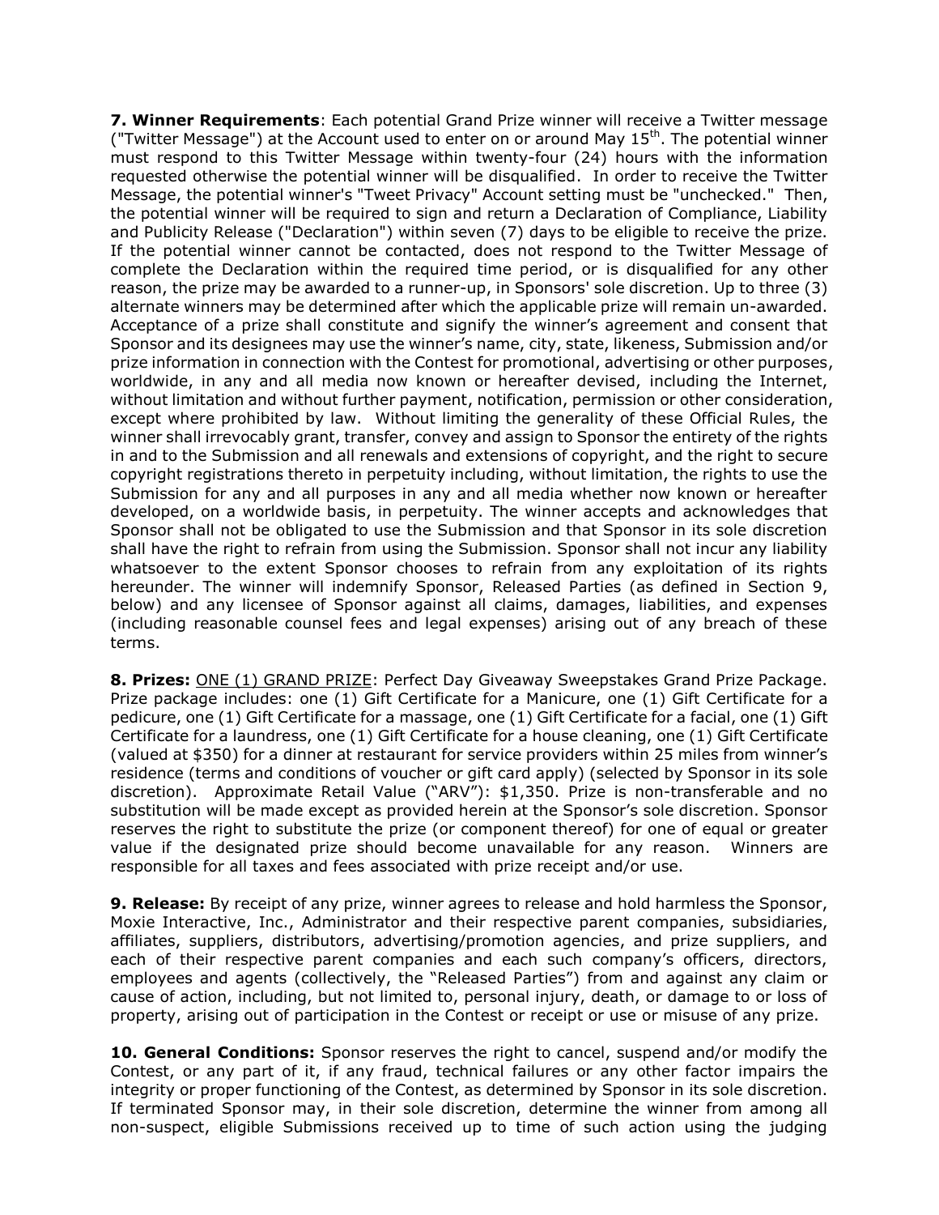**7. Winner Requirements**: Each potential Grand Prize winner will receive a Twitter message ("Twitter Message") at the Account used to enter on or around May 15th. The potential winner must respond to this Twitter Message within twenty-four (24) hours with the information requested otherwise the potential winner will be disqualified. In order to receive the Twitter Message, the potential winner's "Tweet Privacy" Account setting must be "unchecked." Then, the potential winner will be required to sign and return a Declaration of Compliance, Liability and Publicity Release ("Declaration") within seven (7) days to be eligible to receive the prize. If the potential winner cannot be contacted, does not respond to the Twitter Message of complete the Declaration within the required time period, or is disqualified for any other reason, the prize may be awarded to a runner-up, in Sponsors' sole discretion. Up to three (3) alternate winners may be determined after which the applicable prize will remain un-awarded. Acceptance of a prize shall constitute and signify the winner's agreement and consent that Sponsor and its designees may use the winner's name, city, state, likeness, Submission and/or prize information in connection with the Contest for promotional, advertising or other purposes, worldwide, in any and all media now known or hereafter devised, including the Internet, without limitation and without further payment, notification, permission or other consideration, except where prohibited by law. Without limiting the generality of these Official Rules, the winner shall irrevocably grant, transfer, convey and assign to Sponsor the entirety of the rights in and to the Submission and all renewals and extensions of copyright, and the right to secure copyright registrations thereto in perpetuity including, without limitation, the rights to use the Submission for any and all purposes in any and all media whether now known or hereafter developed, on a worldwide basis, in perpetuity. The winner accepts and acknowledges that Sponsor shall not be obligated to use the Submission and that Sponsor in its sole discretion shall have the right to refrain from using the Submission. Sponsor shall not incur any liability whatsoever to the extent Sponsor chooses to refrain from any exploitation of its rights hereunder. The winner will indemnify Sponsor, Released Parties (as defined in Section 9, below) and any licensee of Sponsor against all claims, damages, liabilities, and expenses (including reasonable counsel fees and legal expenses) arising out of any breach of these terms.

**8. Prizes:** ONE (1) GRAND PRIZE: Perfect Day Giveaway Sweepstakes Grand Prize Package. Prize package includes: one (1) Gift Certificate for a Manicure, one (1) Gift Certificate for a pedicure, one (1) Gift Certificate for a massage, one (1) Gift Certificate for a facial, one (1) Gift Certificate for a laundress, one (1) Gift Certificate for a house cleaning, one (1) Gift Certificate (valued at $350) for a dinner at restaurant for service providers within 25 miles from winner's residence (terms and conditions of voucher or gift card apply) (selected by Sponsor in its sole discretion). Approximate Retail Value ("ARV"): $1,350. Prize is non-transferable and no substitution will be made except as provided herein at the Sponsor's sole discretion. Sponsor reserves the right to substitute the prize (or component thereof) for one of equal or greater value if the designated prize should become unavailable for any reason. Winners are responsible for all taxes and fees associated with prize receipt and/or use.

**9. Release:** By receipt of any prize, winner agrees to release and hold harmless the Sponsor, Moxie Interactive, Inc., Administrator and their respective parent companies, subsidiaries, affiliates, suppliers, distributors, advertising/promotion agencies, and prize suppliers, and each of their respective parent companies and each such company's officers, directors, employees and agents (collectively, the "Released Parties") from and against any claim or cause of action, including, but not limited to, personal injury, death, or damage to or loss of property, arising out of participation in the Contest or receipt or use or misuse of any prize.

**10. General Conditions:** Sponsor reserves the right to cancel, suspend and/or modify the Contest, or any part of it, if any fraud, technical failures or any other factor impairs the integrity or proper functioning of the Contest, as determined by Sponsor in its sole discretion. If terminated Sponsor may, in their sole discretion, determine the winner from among all non-suspect, eligible Submissions received up to time of such action using the judging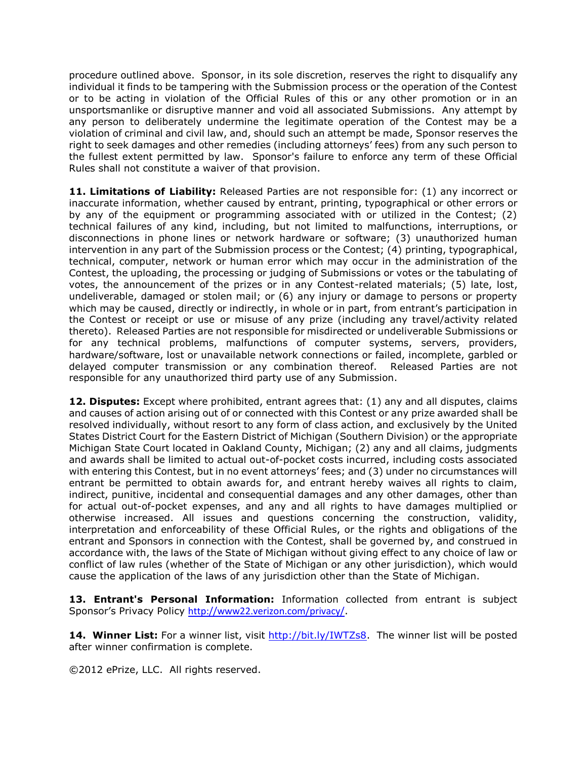procedure outlined above. Sponsor, in its sole discretion, reserves the right to disqualify any individual it finds to be tampering with the Submission process or the operation of the Contest or to be acting in violation of the Official Rules of this or any other promotion or in an unsportsmanlike or disruptive manner and void all associated Submissions. Any attempt by any person to deliberately undermine the legitimate operation of the Contest may be a violation of criminal and civil law, and, should such an attempt be made, Sponsor reserves the right to seek damages and other remedies (including attorneys' fees) from any such person to the fullest extent permitted by law. Sponsor's failure to enforce any term of these Official Rules shall not constitute a waiver of that provision.

**11. Limitations of Liability:** Released Parties are not responsible for: (1) any incorrect or inaccurate information, whether caused by entrant, printing, typographical or other errors or by any of the equipment or programming associated with or utilized in the Contest; (2) technical failures of any kind, including, but not limited to malfunctions, interruptions, or disconnections in phone lines or network hardware or software; (3) unauthorized human intervention in any part of the Submission process or the Contest; (4) printing, typographical, technical, computer, network or human error which may occur in the administration of the Contest, the uploading, the processing or judging of Submissions or votes or the tabulating of votes, the announcement of the prizes or in any Contest-related materials; (5) late, lost, undeliverable, damaged or stolen mail; or (6) any injury or damage to persons or property which may be caused, directly or indirectly, in whole or in part, from entrant's participation in the Contest or receipt or use or misuse of any prize (including any travel/activity related thereto). Released Parties are not responsible for misdirected or undeliverable Submissions or for any technical problems, malfunctions of computer systems, servers, providers, hardware/software, lost or unavailable network connections or failed, incomplete, garbled or delayed computer transmission or any combination thereof. Released Parties are not responsible for any unauthorized third party use of any Submission.

**12. Disputes:** Except where prohibited, entrant agrees that: (1) any and all disputes, claims and causes of action arising out of or connected with this Contest or any prize awarded shall be resolved individually, without resort to any form of class action, and exclusively by the United States District Court for the Eastern District of Michigan (Southern Division) or the appropriate Michigan State Court located in Oakland County, Michigan; (2) any and all claims, judgments and awards shall be limited to actual out-of-pocket costs incurred, including costs associated with entering this Contest, but in no event attorneys' fees; and (3) under no circumstances will entrant be permitted to obtain awards for, and entrant hereby waives all rights to claim, indirect, punitive, incidental and consequential damages and any other damages, other than for actual out-of-pocket expenses, and any and all rights to have damages multiplied or otherwise increased. All issues and questions concerning the construction, validity, interpretation and enforceability of these Official Rules, or the rights and obligations of the entrant and Sponsors in connection with the Contest, shall be governed by, and construed in accordance with, the laws of the State of Michigan without giving effect to any choice of law or conflict of law rules (whether of the State of Michigan or any other jurisdiction), which would cause the application of the laws of any jurisdiction other than the State of Michigan.

**13. Entrant's Personal Information:** Information collected from entrant is subject Sponsor's Privacy Policy http://www22.verizon.com/privacy/.

**14. Winner List:** For a winner list, visit http://bit.ly/IWTZs8. The winner list will be posted after winner confirmation is complete.

©2012 ePrize, LLC. All rights reserved.